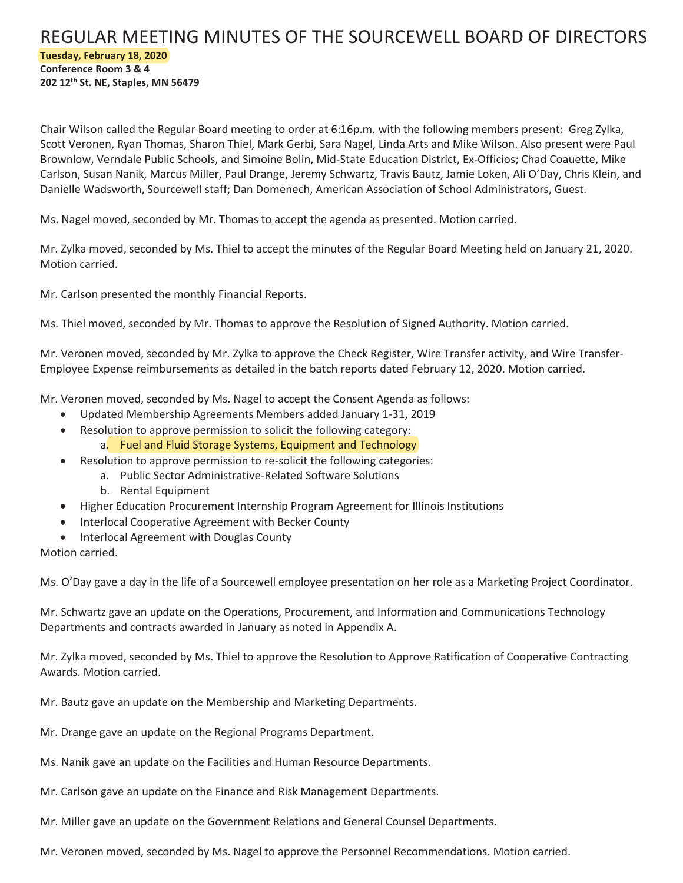# REGULAR MEETING MINUTES OF THE SOURCEWELL BOARD OF DIRECTORS

**Tuesday, February 18, 2020**
**Conference Room 3 & 4**
**202 12th St. NE, Staples, MN 56479**

Chair Wilson called the Regular Board meeting to order at 6:16p.m. with the following members present: Greg Zylka, Scott Veronen, Ryan Thomas, Sharon Thiel, Mark Gerbi, Sara Nagel, Linda Arts and Mike Wilson. Also present were Paul Brownlow, Verndale Public Schools, and Simoine Bolin, Mid-State Education District, Ex-Officios; Chad Coauette, Mike Carlson, Susan Nanik, Marcus Miller, Paul Drange, Jeremy Schwartz, Travis Bautz, Jamie Loken, Ali O'Day, Chris Klein, and Danielle Wadsworth, Sourcewell staff; Dan Domenech, American Association of School Administrators, Guest.

Ms. Nagel moved, seconded by Mr. Thomas to accept the agenda as presented. Motion carried.

Mr. Zylka moved, seconded by Ms. Thiel to accept the minutes of the Regular Board Meeting held on January 21, 2020. Motion carried.

Mr. Carlson presented the monthly Financial Reports.

Ms. Thiel moved, seconded by Mr. Thomas to approve the Resolution of Signed Authority. Motion carried.

Mr. Veronen moved, seconded by Mr. Zylka to approve the Check Register, Wire Transfer activity, and Wire Transfer-Employee Expense reimbursements as detailed in the batch reports dated February 12, 2020. Motion carried.

Mr. Veronen moved, seconded by Ms. Nagel to accept the Consent Agenda as follows:

- Updated Membership Agreements Members added January 1-31, 2019
- Resolution to approve permission to solicit the following category:
  a. Fuel and Fluid Storage Systems, Equipment and Technology
- Resolution to approve permission to re-solicit the following categories:
  a. Public Sector Administrative-Related Software Solutions
  b. Rental Equipment
- Higher Education Procurement Internship Program Agreement for Illinois Institutions
- Interlocal Cooperative Agreement with Becker County
- Interlocal Agreement with Douglas County

Motion carried.

Ms. O'Day gave a day in the life of a Sourcewell employee presentation on her role as a Marketing Project Coordinator.

Mr. Schwartz gave an update on the Operations, Procurement, and Information and Communications Technology Departments and contracts awarded in January as noted in Appendix A.

Mr. Zylka moved, seconded by Ms. Thiel to approve the Resolution to Approve Ratification of Cooperative Contracting Awards. Motion carried.

Mr. Bautz gave an update on the Membership and Marketing Departments.

Mr. Drange gave an update on the Regional Programs Department.

Ms. Nanik gave an update on the Facilities and Human Resource Departments.

Mr. Carlson gave an update on the Finance and Risk Management Departments.

Mr. Miller gave an update on the Government Relations and General Counsel Departments.

Mr. Veronen moved, seconded by Ms. Nagel to approve the Personnel Recommendations. Motion carried.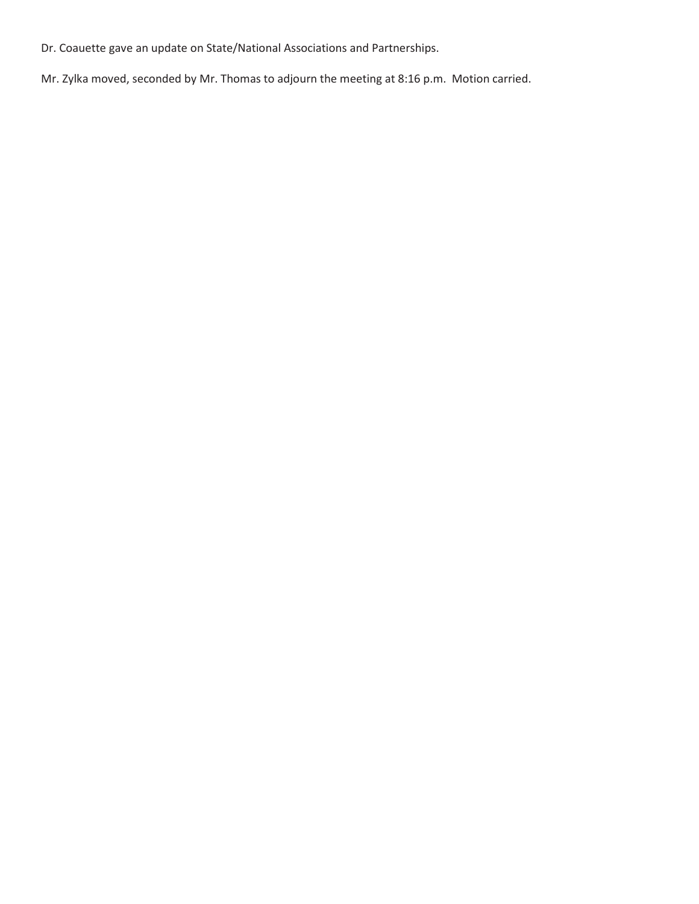Dr. Coauette gave an update on State/National Associations and Partnerships.

Mr. Zylka moved, seconded by Mr. Thomas to adjourn the meeting at 8:16 p.m. Motion carried.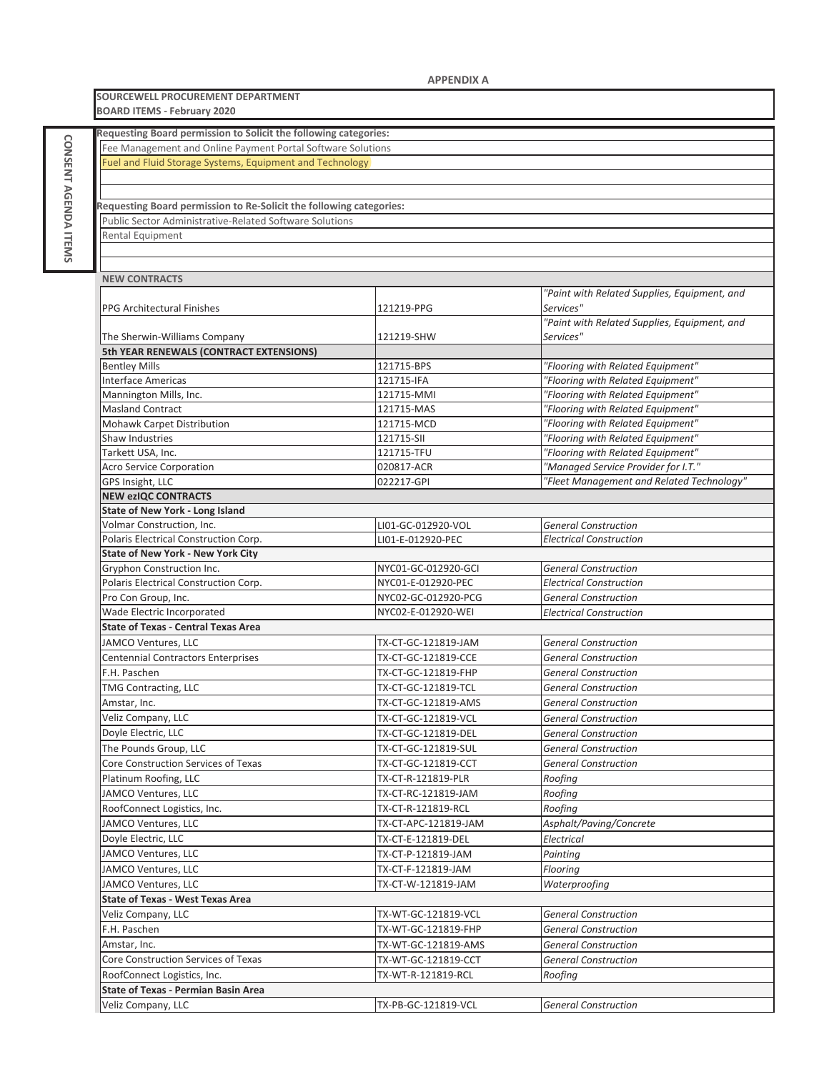**APPENDIX A**

**SOURCEWELL PROCUREMENT DEPARTMENT**
**BOARD ITEMS - February 2020**

**CONSENT AGENDA ITEMS**

**Requesting Board permission to Solicit the following categories:**

- Fee Management and Online Payment Portal Software Solutions
- Fuel and Fluid Storage Systems, Equipment and Technology

**Requesting Board permission to Re-Solicit the following categories:**

- Public Sector Administrative-Related Software Solutions
- Rental Equipment

| **NEW CONTRACTS** | | |
|---|---|---|
| PPG Architectural Finishes | 121219-PPG | *"Paint with Related Supplies, Equipment, and Services"* |
| The Sherwin-Williams Company | 121219-SHW | *"Paint with Related Supplies, Equipment, and Services"* |
| **5th YEAR RENEWALS (CONTRACT EXTENSIONS)** | | |
| Bentley Mills | 121715-BPS | *"Flooring with Related Equipment"* |
| Interface Americas | 121715-IFA | *"Flooring with Related Equipment"* |
| Mannington Mills, Inc. | 121715-MMI | *"Flooring with Related Equipment"* |
| Masland Contract | 121715-MAS | *"Flooring with Related Equipment"* |
| Mohawk Carpet Distribution | 121715-MCD | *"Flooring with Related Equipment"* |
| Shaw Industries | 121715-SII | *"Flooring with Related Equipment"* |
| Tarkett USA, Inc. | 121715-TFU | *"Flooring with Related Equipment"* |
| Acro Service Corporation | 020817-ACR | *"Managed Service Provider for I.T."* |
| GPS Insight, LLC | 022217-GPI | *"Fleet Management and Related Technology"* |
| **NEW ezIQC CONTRACTS** | | |
| **State of New York - Long Island** | | |
| Volmar Construction, Inc. | LI01-GC-012920-VOL | *General Construction* |
| Polaris Electrical Construction Corp. | LI01-E-012920-PEC | *Electrical Construction* |
| **State of New York - New York City** | | |
| Gryphon Construction Inc. | NYC01-GC-012920-GCI | *General Construction* |
| Polaris Electrical Construction Corp. | NYC01-E-012920-PEC | *Electrical Construction* |
| Pro Con Group, Inc. | NYC02-GC-012920-PCG | *General Construction* |
| Wade Electric Incorporated | NYC02-E-012920-WEI | *Electrical Construction* |
| **State of Texas - Central Texas Area** | | |
| JAMCO Ventures, LLC | TX-CT-GC-121819-JAM | *General Construction* |
| Centennial Contractors Enterprises | TX-CT-GC-121819-CCE | *General Construction* |
| F.H. Paschen | TX-CT-GC-121819-FHP | *General Construction* |
| TMG Contracting, LLC | TX-CT-GC-121819-TCL | *General Construction* |
| Amstar, Inc. | TX-CT-GC-121819-AMS | *General Construction* |
| Veliz Company, LLC | TX-CT-GC-121819-VCL | *General Construction* |
| Doyle Electric, LLC | TX-CT-GC-121819-DEL | *General Construction* |
| The Pounds Group, LLC | TX-CT-GC-121819-SUL | *General Construction* |
| Core Construction Services of Texas | TX-CT-GC-121819-CCT | *General Construction* |
| Platinum Roofing, LLC | TX-CT-R-121819-PLR | *Roofing* |
| JAMCO Ventures, LLC | TX-CT-RC-121819-JAM | *Roofing* |
| RoofConnect Logistics, Inc. | TX-CT-R-121819-RCL | *Roofing* |
| JAMCO Ventures, LLC | TX-CT-APC-121819-JAM | *Asphalt/Paving/Concrete* |
| Doyle Electric, LLC | TX-CT-E-121819-DEL | *Electrical* |
| JAMCO Ventures, LLC | TX-CT-P-121819-JAM | *Painting* |
| JAMCO Ventures, LLC | TX-CT-F-121819-JAM | *Flooring* |
| JAMCO Ventures, LLC | TX-CT-W-121819-JAM | *Waterproofing* |
| **State of Texas - West Texas Area** | | |
| Veliz Company, LLC | TX-WT-GC-121819-VCL | *General Construction* |
| F.H. Paschen | TX-WT-GC-121819-FHP | *General Construction* |
| Amstar, Inc. | TX-WT-GC-121819-AMS | *General Construction* |
| Core Construction Services of Texas | TX-WT-GC-121819-CCT | *General Construction* |
| RoofConnect Logistics, Inc. | TX-WT-R-121819-RCL | *Roofing* |
| **State of Texas - Permian Basin Area** | | |
| Veliz Company, LLC | TX-PB-GC-121819-VCL | *General Construction* |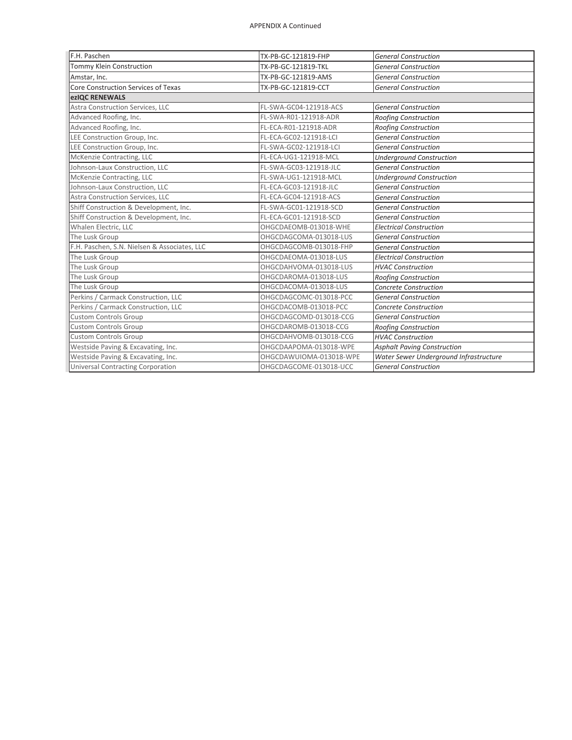APPENDIX A Continued

| | | |
|---|---|---|
| F.H. Paschen | TX-PB-GC-121819-FHP | *General Construction* |
| Tommy Klein Construction | TX-PB-GC-121819-TKL | *General Construction* |
| Amstar, Inc. | TX-PB-GC-121819-AMS | *General Construction* |
| Core Construction Services of Texas | TX-PB-GC-121819-CCT | *General Construction* |
| **ezIQC RENEWALS** | | |
| Astra Construction Services, LLC | FL-SWA-GC04-121918-ACS | *General Construction* |
| Advanced Roofing, Inc. | FL-SWA-R01-121918-ADR | *Roofing Construction* |
| Advanced Roofing, Inc. | FL-ECA-R01-121918-ADR | *Roofing Construction* |
| LEE Construction Group, Inc. | FL-ECA-GC02-121918-LCI | *General Construction* |
| LEE Construction Group, Inc. | FL-SWA-GC02-121918-LCI | *General Construction* |
| McKenzie Contracting, LLC | FL-ECA-UG1-121918-MCL | *Underground Construction* |
| Johnson-Laux Construction, LLC | FL-SWA-GC03-121918-JLC | *General Construction* |
| McKenzie Contracting, LLC | FL-SWA-UG1-121918-MCL | *Underground Construction* |
| Johnson-Laux Construction, LLC | FL-ECA-GC03-121918-JLC | *General Construction* |
| Astra Construction Services, LLC | FL-ECA-GC04-121918-ACS | *General Construction* |
| Shiff Construction & Development, Inc. | FL-SWA-GC01-121918-SCD | *General Construction* |
| Shiff Construction & Development, Inc. | FL-ECA-GC01-121918-SCD | *General Construction* |
| Whalen Electric, LLC | OHGCDAEOMB-013018-WHE | *Electrical Construction* |
| The Lusk Group | OHGCDAGCOMA-013018-LUS | *General Construction* |
| F.H. Paschen, S.N. Nielsen & Associates, LLC | OHGCDAGCOMB-013018-FHP | *General Construction* |
| The Lusk Group | OHGCDAEOMA-013018-LUS | *Electrical Construction* |
| The Lusk Group | OHGCDAHVOMA-013018-LUS | *HVAC Construction* |
| The Lusk Group | OHGCDAROMA-013018-LUS | *Roofing Construction* |
| The Lusk Group | OHGCDACOMA-013018-LUS | *Concrete Construction* |
| Perkins / Carmack Construction, LLC | OHGCDAGCOMC-013018-PCC | *General Construction* |
| Perkins / Carmack Construction, LLC | OHGCDACOMB-013018-PCC | *Concrete Construction* |
| Custom Controls Group | OHGCDAGCOMD-013018-CCG | *General Construction* |
| Custom Controls Group | OHGCDAROMB-013018-CCG | *Roofing Construction* |
| Custom Controls Group | OHGCDAHVOMB-013018-CCG | *HVAC Construction* |
| Westside Paving & Excavating, Inc. | OHGCDAAPOMA-013018-WPE | *Asphalt Paving Construction* |
| Westside Paving & Excavating, Inc. | OHGCDAWUIOMA-013018-WPE | *Water Sewer Underground Infrastructure* |
| Universal Contracting Corporation | OHGCDAGCOME-013018-UCC | *General Construction* |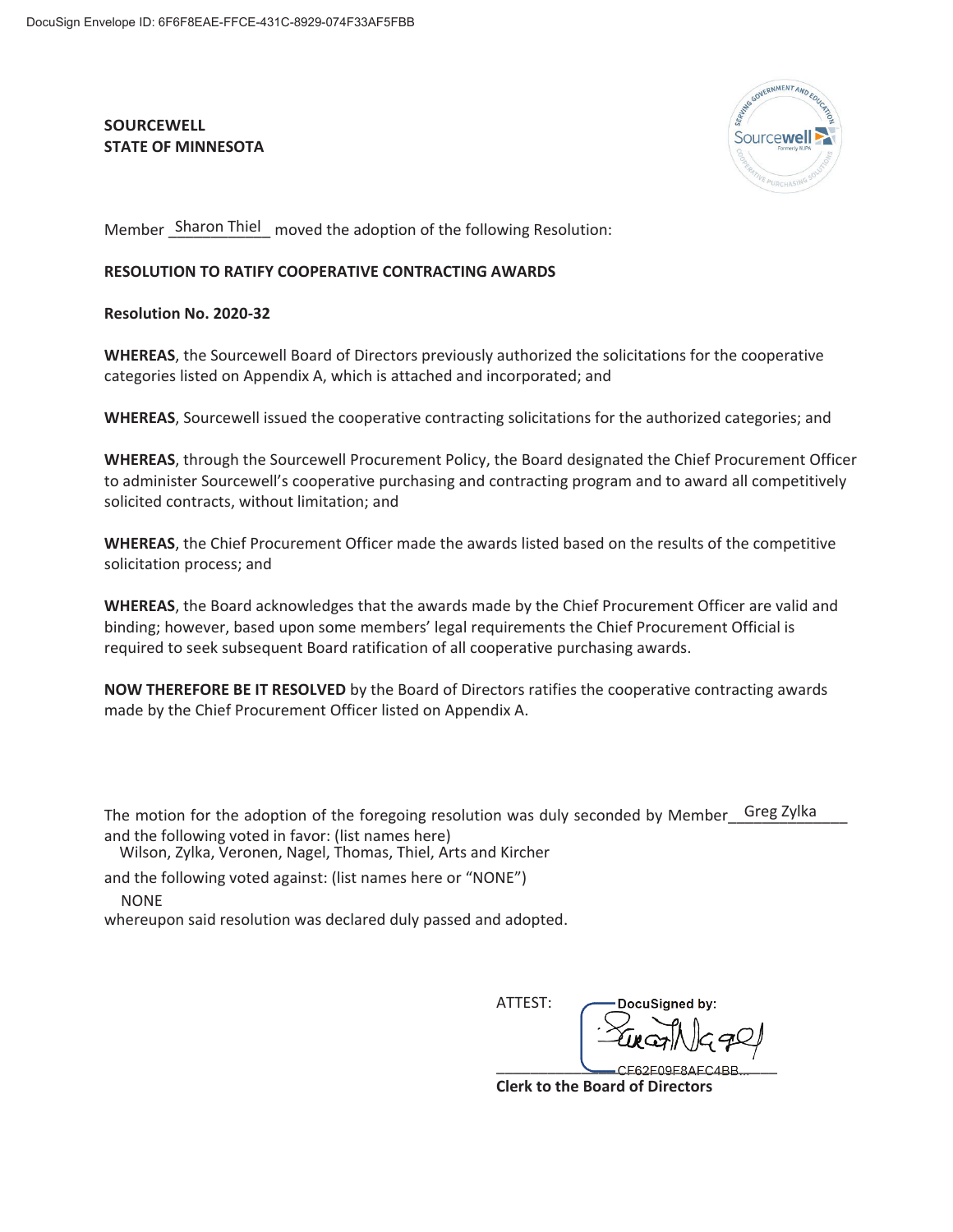DocuSign Envelope ID: 6F6F8EAE-FFCE-431C-8929-074F33AF5FBB

**SOURCEWELL**
**STATE OF MINNESOTA**

Member Sharon Thiel moved the adoption of the following Resolution:

**RESOLUTION TO RATIFY COOPERATIVE CONTRACTING AWARDS**

**Resolution No. 2020-32**

**WHEREAS**, the Sourcewell Board of Directors previously authorized the solicitations for the cooperative categories listed on Appendix A, which is attached and incorporated; and

**WHEREAS**, Sourcewell issued the cooperative contracting solicitations for the authorized categories; and

**WHEREAS**, through the Sourcewell Procurement Policy, the Board designated the Chief Procurement Officer to administer Sourcewell's cooperative purchasing and contracting program and to award all competitively solicited contracts, without limitation; and

**WHEREAS**, the Chief Procurement Officer made the awards listed based on the results of the competitive solicitation process; and

**WHEREAS**, the Board acknowledges that the awards made by the Chief Procurement Officer are valid and binding; however, based upon some members' legal requirements the Chief Procurement Official is required to seek subsequent Board ratification of all cooperative purchasing awards.

**NOW THEREFORE BE IT RESOLVED** by the Board of Directors ratifies the cooperative contracting awards made by the Chief Procurement Officer listed on Appendix A.

The motion for the adoption of the foregoing resolution was duly seconded by Member Greg Zylka and the following voted in favor: (list names here)

Wilson, Zylka, Veronen, Nagel, Thomas, Thiel, Arts and Kircher

and the following voted against: (list names here or "NONE")

NONE

whereupon said resolution was declared duly passed and adopted.

ATTEST: DocuSigned by:

CF62F09F8AFC4BB...

**Clerk to the Board of Directors**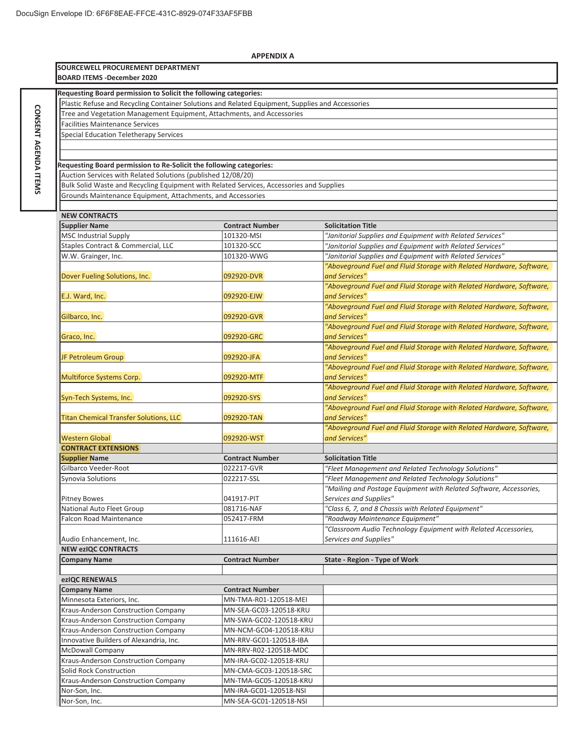DocuSign Envelope ID: 6F6F8EAE-FFCE-431C-8929-074F33AF5FBB

**APPENDIX A**

**SOURCEWELL PROCUREMENT DEPARTMENT**
**BOARD ITEMS -December 2020**

**CONSENT AGENDA ITEMS**

**Requesting Board permission to Solicit the following categories:**

- Plastic Refuse and Recycling Container Solutions and Related Equipment, Supplies and Accessories
- Tree and Vegetation Management Equipment, Attachments, and Accessories
- Facilities Maintenance Services
- Special Education Teletherapy Services

**Requesting Board permission to Re-Solicit the following categories:**

- Auction Services with Related Solutions (published 12/08/20)
- Bulk Solid Waste and Recycling Equipment with Related Services, Accessories and Supplies
- Grounds Maintenance Equipment, Attachments, and Accessories

**NEW CONTRACTS**

| Supplier Name | Contract Number | Solicitation Title |
|---|---|---|
| MSC Industrial Supply | 101320-MSI | *"Janitorial Supplies and Equipment with Related Services"* |
| Staples Contract & Commercial, LLC | 101320-SCC | *"Janitorial Supplies and Equipment with Related Services"* |
| W.W. Grainger, Inc. | 101320-WWG | *"Janitorial Supplies and Equipment with Related Services"* |
| Dover Fueling Solutions, Inc. | 092920-DVR | *"Aboveground Fuel and Fluid Storage with Related Hardware, Software, and Services"* |
| E.J. Ward, Inc. | 092920-EJW | *"Aboveground Fuel and Fluid Storage with Related Hardware, Software, and Services"* |
| Gilbarco, Inc. | 092920-GVR | *"Aboveground Fuel and Fluid Storage with Related Hardware, Software, and Services"* |
| Graco, Inc. | 092920-GRC | *"Aboveground Fuel and Fluid Storage with Related Hardware, Software, and Services"* |
| JF Petroleum Group | 092920-JFA | *"Aboveground Fuel and Fluid Storage with Related Hardware, Software, and Services"* |
| Multiforce Systems Corp. | 092920-MTF | *"Aboveground Fuel and Fluid Storage with Related Hardware, Software, and Services"* |
| Syn-Tech Systems, Inc. | 092920-SYS | *"Aboveground Fuel and Fluid Storage with Related Hardware, Software, and Services"* |
| Titan Chemical Transfer Solutions, LLC | 092920-TAN | *"Aboveground Fuel and Fluid Storage with Related Hardware, Software, and Services"* |
| Western Global | 092920-WST | *"Aboveground Fuel and Fluid Storage with Related Hardware, Software, and Services"* |

**CONTRACT EXTENSIONS**

| Supplier Name | Contract Number | Solicitation Title |
|---|---|---|
| Gilbarco Veeder-Root | 022217-GVR | *"Fleet Management and Related Technology Solutions"* |
| Synovia Solutions | 022217-SSL | *"Fleet Management and Related Technology Solutions"* |
| Pitney Bowes | 041917-PIT | *"Mailing and Postage Equipment with Related Software, Accessories, Services and Supplies"* |
| National Auto Fleet Group | 081716-NAF | *"Class 6, 7, and 8 Chassis with Related Equipment"* |
| Falcon Road Maintenance | 052417-FRM | *"Roadway Maintenance Equipment"* |
| Audio Enhancement, Inc. | 111616-AEI | *"Classroom Audio Technology Equipment with Related Accessories, Services and Supplies"* |

**NEW ezIQC CONTRACTS**

| Company Name | Contract Number | State - Region - Type of Work |
|---|---|---|
| | | |

**ezIQC RENEWALS**

| Company Name | Contract Number | |
|---|---|---|
| Minnesota Exteriors, Inc. | MN-TMA-R01-120518-MEI | |
| Kraus-Anderson Construction Company | MN-SEA-GC03-120518-KRU | |
| Kraus-Anderson Construction Company | MN-SWA-GC02-120518-KRU | |
| Kraus-Anderson Construction Company | MN-NCM-GC04-120518-KRU | |
| Innovative Builders of Alexandria, Inc. | MN-RRV-GC01-120518-IBA | |
| McDowall Company | MN-RRV-R02-120518-MDC | |
| Kraus-Anderson Construction Company | MN-IRA-GC02-120518-KRU | |
| Solid Rock Construction | MN-CMA-GC03-120518-SRC | |
| Kraus-Anderson Construction Company | MN-TMA-GC05-120518-KRU | |
| Nor-Son, Inc. | MN-IRA-GC01-120518-NSI | |
| Nor-Son, Inc. | MN-SEA-GC01-120518-NSI | |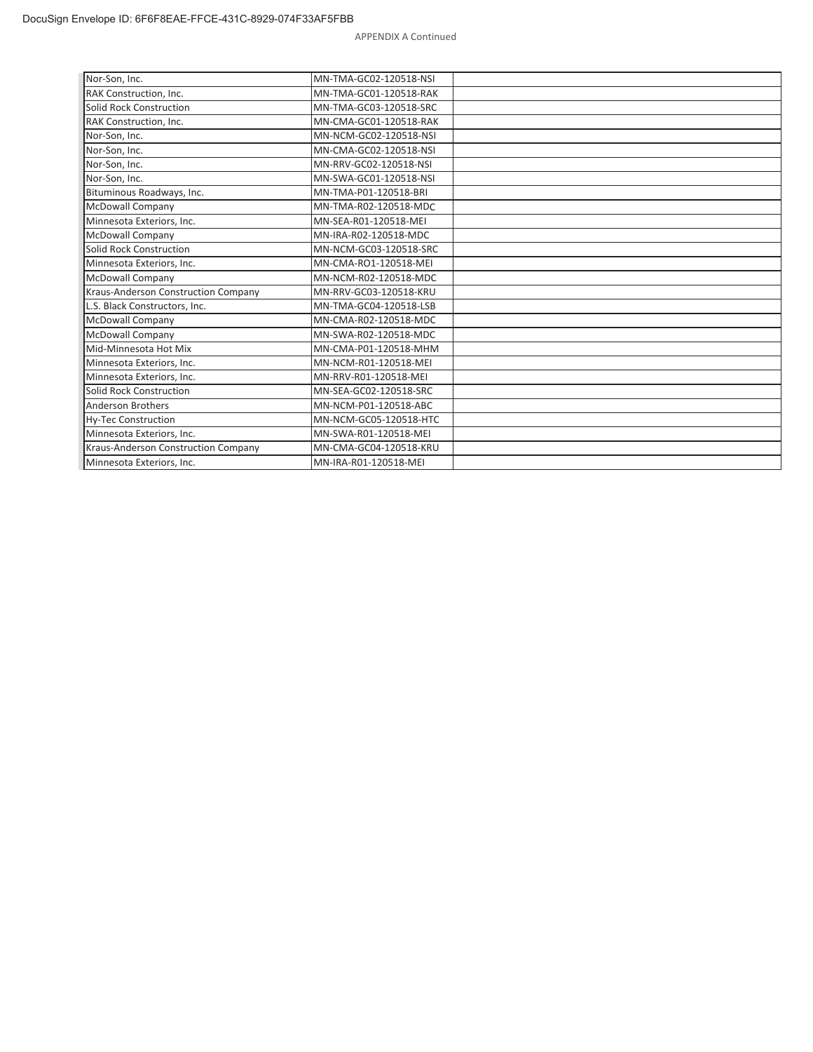APPENDIX A Continued

| | | |
|---|---|---|
| Nor-Son, Inc. | MN-TMA-GC02-120518-NSI | |
| RAK Construction, Inc. | MN-TMA-GC01-120518-RAK | |
| Solid Rock Construction | MN-TMA-GC03-120518-SRC | |
| RAK Construction, Inc. | MN-CMA-GC01-120518-RAK | |
| Nor-Son, Inc. | MN-NCM-GC02-120518-NSI | |
| Nor-Son, Inc. | MN-CMA-GC02-120518-NSI | |
| Nor-Son, Inc. | MN-RRV-GC02-120518-NSI | |
| Nor-Son, Inc. | MN-SWA-GC01-120518-NSI | |
| Bituminous Roadways, Inc. | MN-TMA-P01-120518-BRI | |
| McDowall Company | MN-TMA-R02-120518-MDC | |
| Minnesota Exteriors, Inc. | MN-SEA-R01-120518-MEI | |
| McDowall Company | MN-IRA-R02-120518-MDC | |
| Solid Rock Construction | MN-NCM-GC03-120518-SRC | |
| Minnesota Exteriors, Inc. | MN-CMA-RO1-120518-MEI | |
| McDowall Company | MN-NCM-R02-120518-MDC | |
| Kraus-Anderson Construction Company | MN-RRV-GC03-120518-KRU | |
| L.S. Black Constructors, Inc. | MN-TMA-GC04-120518-LSB | |
| McDowall Company | MN-CMA-R02-120518-MDC | |
| McDowall Company | MN-SWA-R02-120518-MDC | |
| Mid-Minnesota Hot Mix | MN-CMA-P01-120518-MHM | |
| Minnesota Exteriors, Inc. | MN-NCM-R01-120518-MEI | |
| Minnesota Exteriors, Inc. | MN-RRV-R01-120518-MEI | |
| Solid Rock Construction | MN-SEA-GC02-120518-SRC | |
| Anderson Brothers | MN-NCM-P01-120518-ABC | |
| Hy-Tec Construction | MN-NCM-GC05-120518-HTC | |
| Minnesota Exteriors, Inc. | MN-SWA-R01-120518-MEI | |
| Kraus-Anderson Construction Company | MN-CMA-GC04-120518-KRU | |
| Minnesota Exteriors, Inc. | MN-IRA-R01-120518-MEI | |